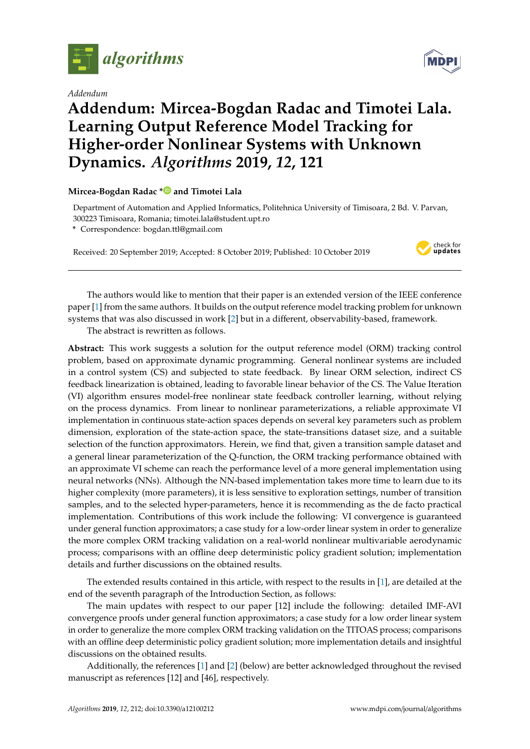*Addendum*

# Addendum: Mircea-Bogdan Radac and Timotei Lala. Learning Output Reference Model Tracking for Higher-order Nonlinear Systems with Unknown Dynamics. *Algorithms* 2019, *12*, 121

**Mircea-Bogdan Radac * and Timotei Lala**

Department of Automation and Applied Informatics, Politehnica University of Timisoara, 2 Bd. V. Parvan, 300223 Timisoara, Romania; timotei.lala@student.upt.ro

\* Correspondence: bogdan.ttl@gmail.com

Received: 20 September 2019; Accepted: 8 October 2019; Published: 10 October 2019

---

The authors would like to mention that their paper is an extended version of the IEEE conference paper [1] from the same authors. It builds on the output reference model tracking problem for unknown systems that was also discussed in work [2] but in a different, observability-based, framework.

The abstract is rewritten as follows.

**Abstract:** This work suggests a solution for the output reference model (ORM) tracking control problem, based on approximate dynamic programming. General nonlinear systems are included in a control system (CS) and subjected to state feedback. By linear ORM selection, indirect CS feedback linearization is obtained, leading to favorable linear behavior of the CS. The Value Iteration (VI) algorithm ensures model-free nonlinear state feedback controller learning, without relying on the process dynamics. From linear to nonlinear parameterizations, a reliable approximate VI implementation in continuous state-action spaces depends on several key parameters such as problem dimension, exploration of the state-action space, the state-transitions dataset size, and a suitable selection of the function approximators. Herein, we find that, given a transition sample dataset and a general linear parameterization of the Q-function, the ORM tracking performance obtained with an approximate VI scheme can reach the performance level of a more general implementation using neural networks (NNs). Although the NN-based implementation takes more time to learn due to its higher complexity (more parameters), it is less sensitive to exploration settings, number of transition samples, and to the selected hyper-parameters, hence it is recommending as the de facto practical implementation. Contributions of this work include the following: VI convergence is guaranteed under general function approximators; a case study for a low-order linear system in order to generalize the more complex ORM tracking validation on a real-world nonlinear multivariable aerodynamic process; comparisons with an offline deep deterministic policy gradient solution; implementation details and further discussions on the obtained results.

The extended results contained in this article, with respect to the results in [1], are detailed at the end of the seventh paragraph of the Introduction Section, as follows:

The main updates with respect to our paper [12] include the following: detailed IMF-AVI convergence proofs under general function approximators; a case study for a low order linear system in order to generalize the more complex ORM tracking validation on the TITOAS process; comparisons with an offline deep deterministic policy gradient solution; more implementation details and insightful discussions on the obtained results.

Additionally, the references [1] and [2] (below) are better acknowledged throughout the revised manuscript as references [12] and [46], respectively.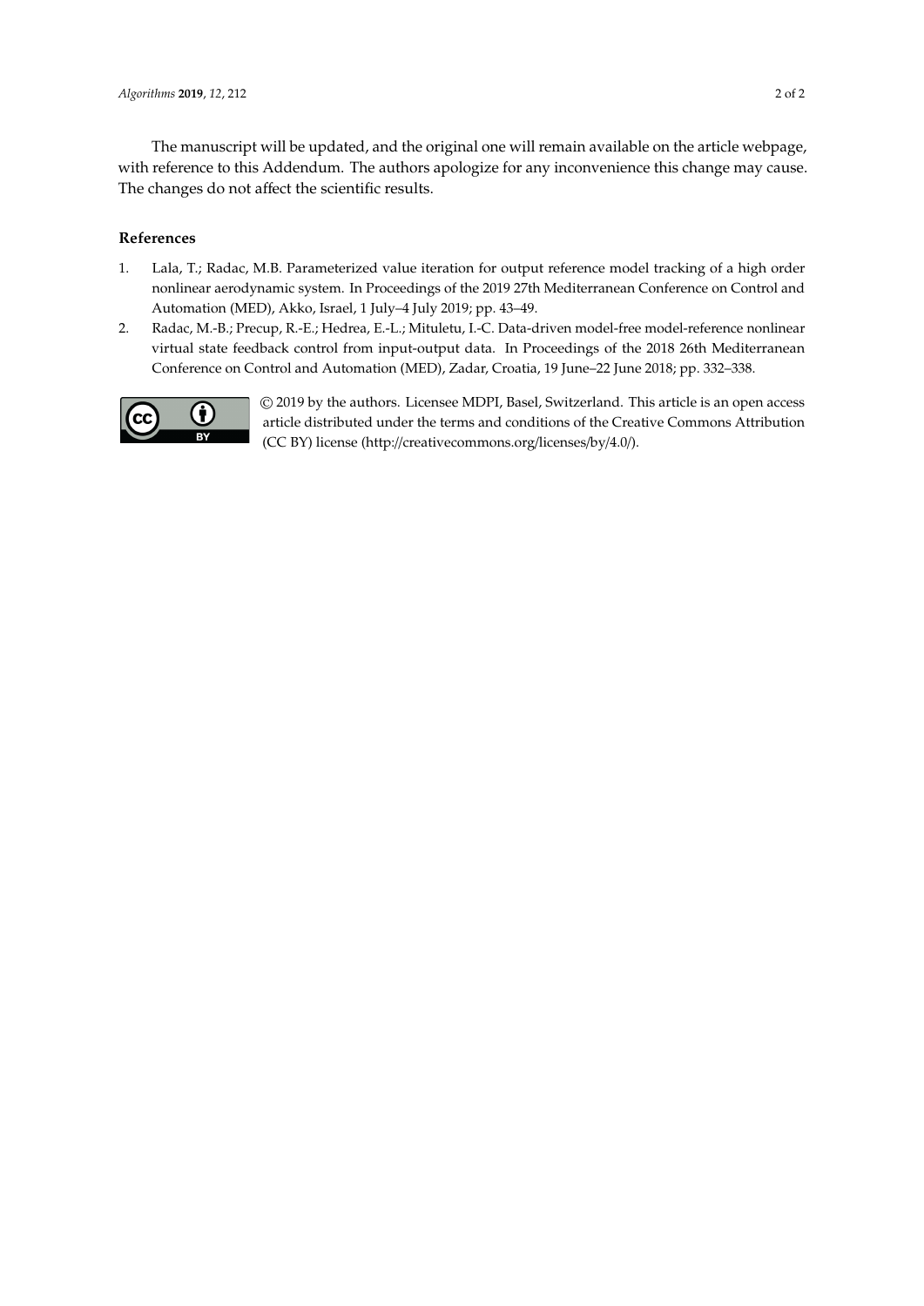The manuscript will be updated, and the original one will remain available on the article webpage, with reference to this Addendum. The authors apologize for any inconvenience this change may cause. The changes do not affect the scientific results.

## References

1. Lala, T.; Radac, M.B. Parameterized value iteration for output reference model tracking of a high order nonlinear aerodynamic system. In Proceedings of the 2019 27th Mediterranean Conference on Control and Automation (MED), Akko, Israel, 1 July–4 July 2019; pp. 43–49.
2. Radac, M.-B.; Precup, R.-E.; Hedrea, E.-L.; Mituletu, I.-C. Data-driven model-free model-reference nonlinear virtual state feedback control from input-output data. In Proceedings of the 2018 26th Mediterranean Conference on Control and Automation (MED), Zadar, Croatia, 19 June–22 June 2018; pp. 332–338.

© 2019 by the authors. Licensee MDPI, Basel, Switzerland. This article is an open access article distributed under the terms and conditions of the Creative Commons Attribution (CC BY) license (http://creativecommons.org/licenses/by/4.0/).